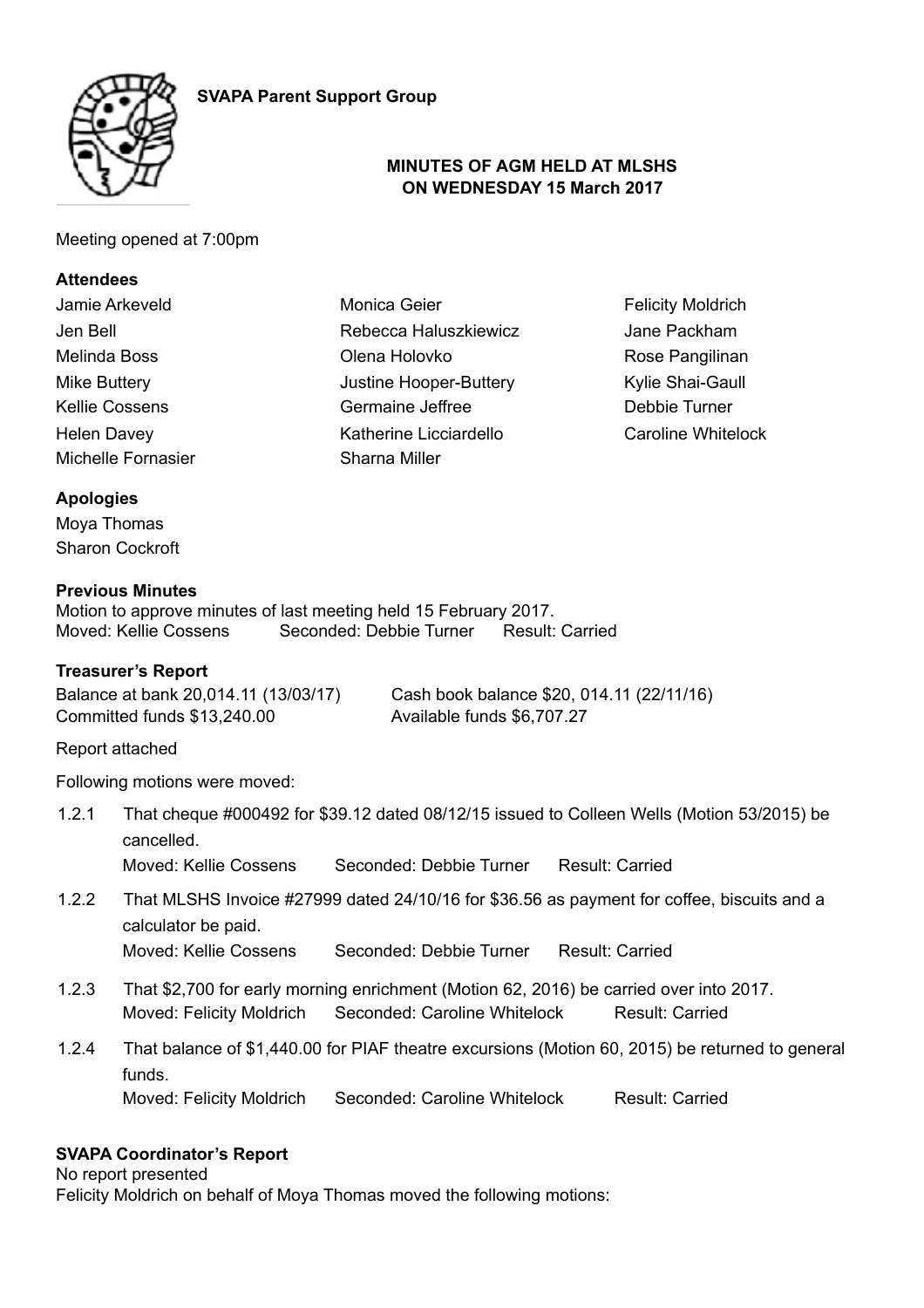**SVAPA Parent Support Group**

**MINUTES OF AGM HELD AT MLSHS ON WEDNESDAY 15 March 2017**

Meeting opened at 7:00pm

**Attendees**

Jamie Arkeveld
Jen Bell
Melinda Boss
Mike Buttery
Kellie Cossens
Helen Davey
Michelle Fornasier
Monica Geier
Rebecca Haluszkiewicz
Olena Holovko
Justine Hooper-Buttery
Germaine Jeffree
Katherine Licciardello
Sharna Miller
Felicity Moldrich
Jane Packham
Rose Pangilinan
Kylie Shai-Gaull
Debbie Turner
Caroline Whitelock

**Apologies**

Moya Thomas
Sharon Cockroft

**Previous Minutes**

Motion to approve minutes of last meeting held 15 February 2017.
Moved: Kellie Cossens Seconded: Debbie Turner Result: Carried

**Treasurer's Report**

Balance at bank 20,014.11 (13/03/17) Cash book balance $20, 014.11 (22/11/16)
Committed funds $13,240.00 Available funds $6,707.27

Report attached

Following motions were moved:

1.2.1 That cheque #000492 for $39.12 dated 08/12/15 issued to Colleen Wells (Motion 53/2015) be cancelled.
Moved: Kellie Cossens Seconded: Debbie Turner Result: Carried

1.2.2 That MLSHS Invoice #27999 dated 24/10/16 for $36.56 as payment for coffee, biscuits and a calculator be paid.
Moved: Kellie Cossens Seconded: Debbie Turner Result: Carried

1.2.3 That $2,700 for early morning enrichment (Motion 62, 2016) be carried over into 2017.
Moved: Felicity Moldrich Seconded: Caroline Whitelock Result: Carried

1.2.4 That balance of $1,440.00 for PIAF theatre excursions (Motion 60, 2015) be returned to general funds.
Moved: Felicity Moldrich Seconded: Caroline Whitelock Result: Carried

**SVAPA Coordinator's Report**

No report presented
Felicity Moldrich on behalf of Moya Thomas moved the following motions: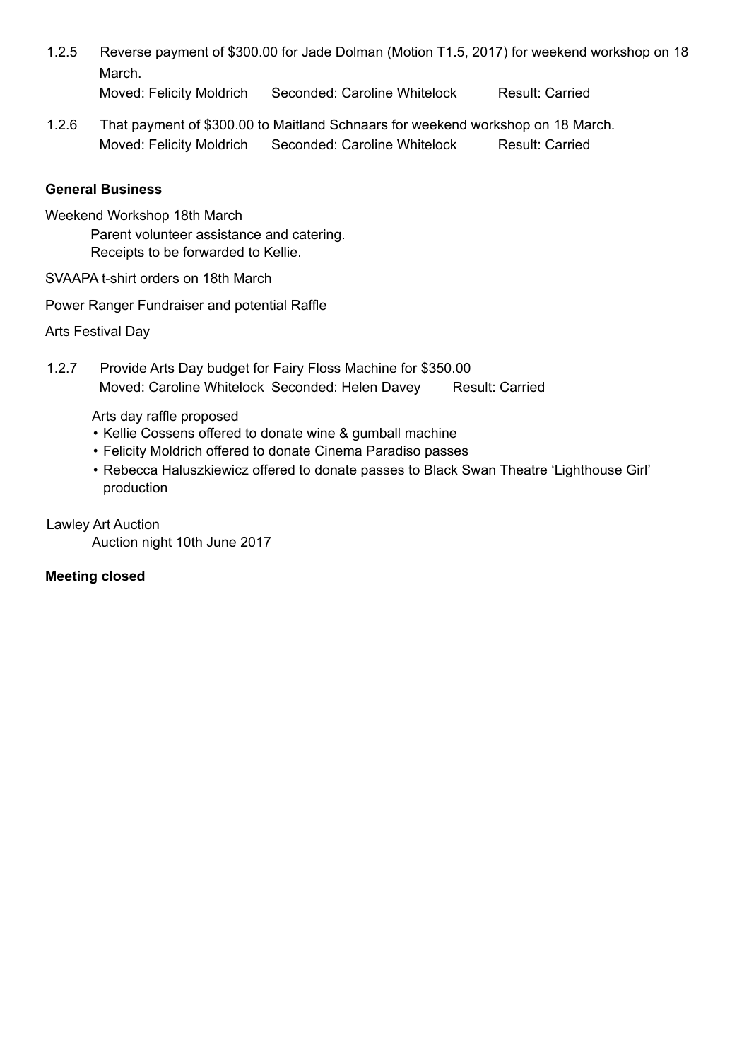1.2.5 Reverse payment of $300.00 for Jade Dolman (Motion T1.5, 2017) for weekend workshop on 18 March.

Moved: Felicity Moldrich  Seconded: Caroline Whitelock  Result: Carried

1.2.6 That payment of $300.00 to Maitland Schnaars for weekend workshop on 18 March.

Moved: Felicity Moldrich  Seconded: Caroline Whitelock  Result: Carried

**General Business**

Weekend Workshop 18th March

Parent volunteer assistance and catering.
Receipts to be forwarded to Kellie.

SVAAPA t-shirt orders on 18th March

Power Ranger Fundraiser and potential Raffle

Arts Festival Day

1.2.7 Provide Arts Day budget for Fairy Floss Machine for $350.00

Moved: Caroline Whitelock  Seconded: Helen Davey  Result: Carried

Arts day raffle proposed

- Kellie Cossens offered to donate wine & gumball machine
- Felicity Moldrich offered to donate Cinema Paradiso passes
- Rebecca Haluszkiewicz offered to donate passes to Black Swan Theatre 'Lighthouse Girl' production

Lawley Art Auction

Auction night 10th June 2017

**Meeting closed**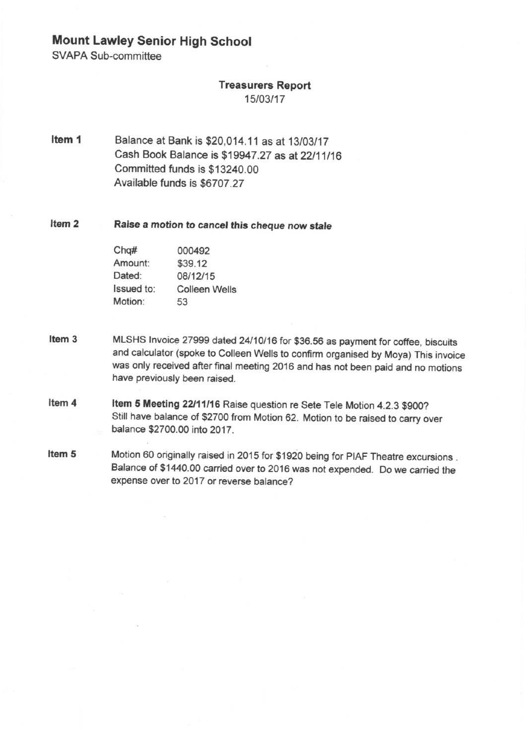# Mount Lawley Senior High School

SVAPA Sub-committee

**Treasurers Report**
15/03/17

**Item 1**

Balance at Bank is $20,014.11 as at 13/03/17
Cash Book Balance is $19947.27 as at 22/11/16
Committed funds is $13240.00
Available funds is $6707.27

**Item 2**

***Raise a motion to cancel this cheque now stale***

| | |
|---|---|
| Chq# | 000492 |
| Amount: | $39.12 |
| Dated: | 08/12/15 |
| Issued to: | Colleen Wells |
| Motion: | 53 |

**Item 3**

MLSHS Invoice 27999 dated 24/10/16 for $36.56 as payment for coffee, biscuits and calculator (spoke to Colleen Wells to confirm organised by Moya) This invoice was only received after final meeting 2016 and has not been paid and no motions have previously been raised.

**Item 4**

**Item 5 Meeting 22/11/16** Raise question re Sete Tele Motion 4.2.3 $900? Still have balance of $2700 from Motion 62. Motion to be raised to carry over balance $2700.00 into 2017.

**Item 5**

Motion 60 originally raised in 2015 for $1920 being for PIAF Theatre excursions. Balance of $1440.00 carried over to 2016 was not expended. Do we carried the expense over to 2017 or reverse balance?